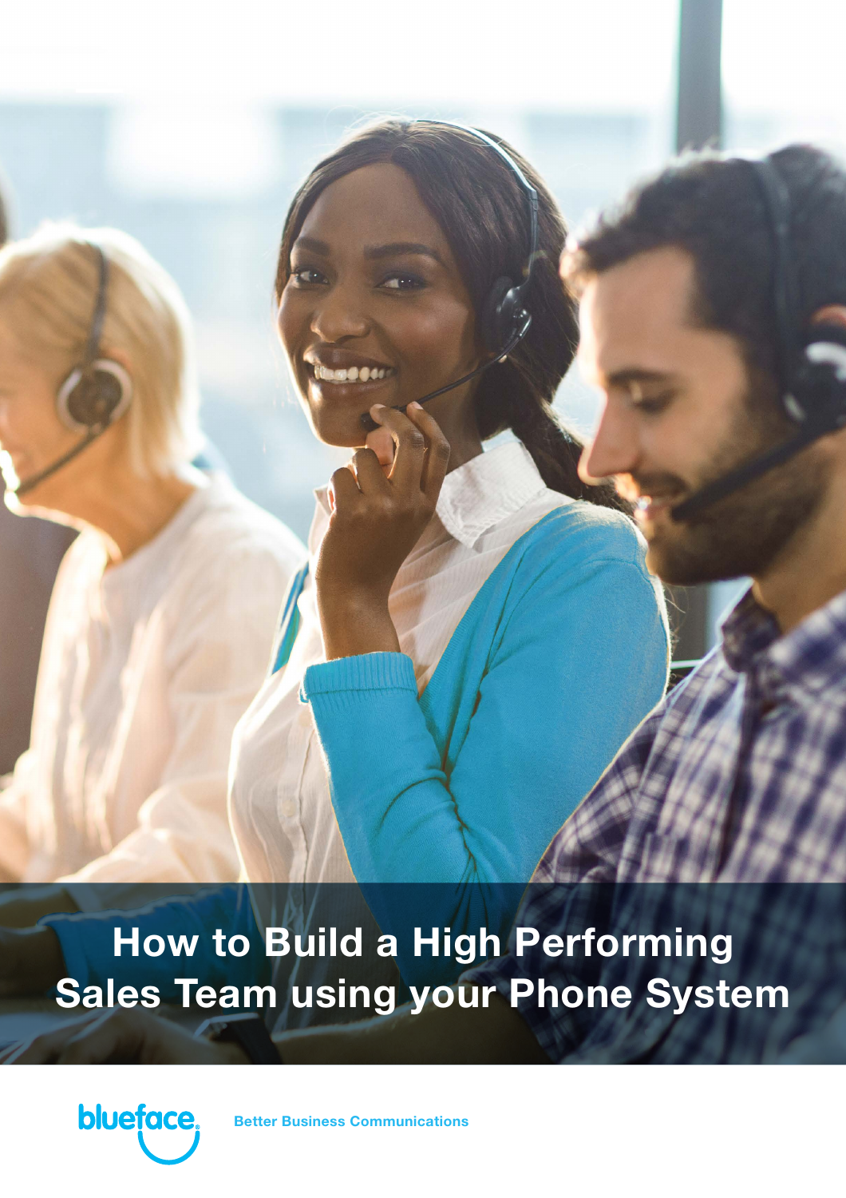# How to Build a High Performing Sales Team using your Phone System

blueface

Better Business Communications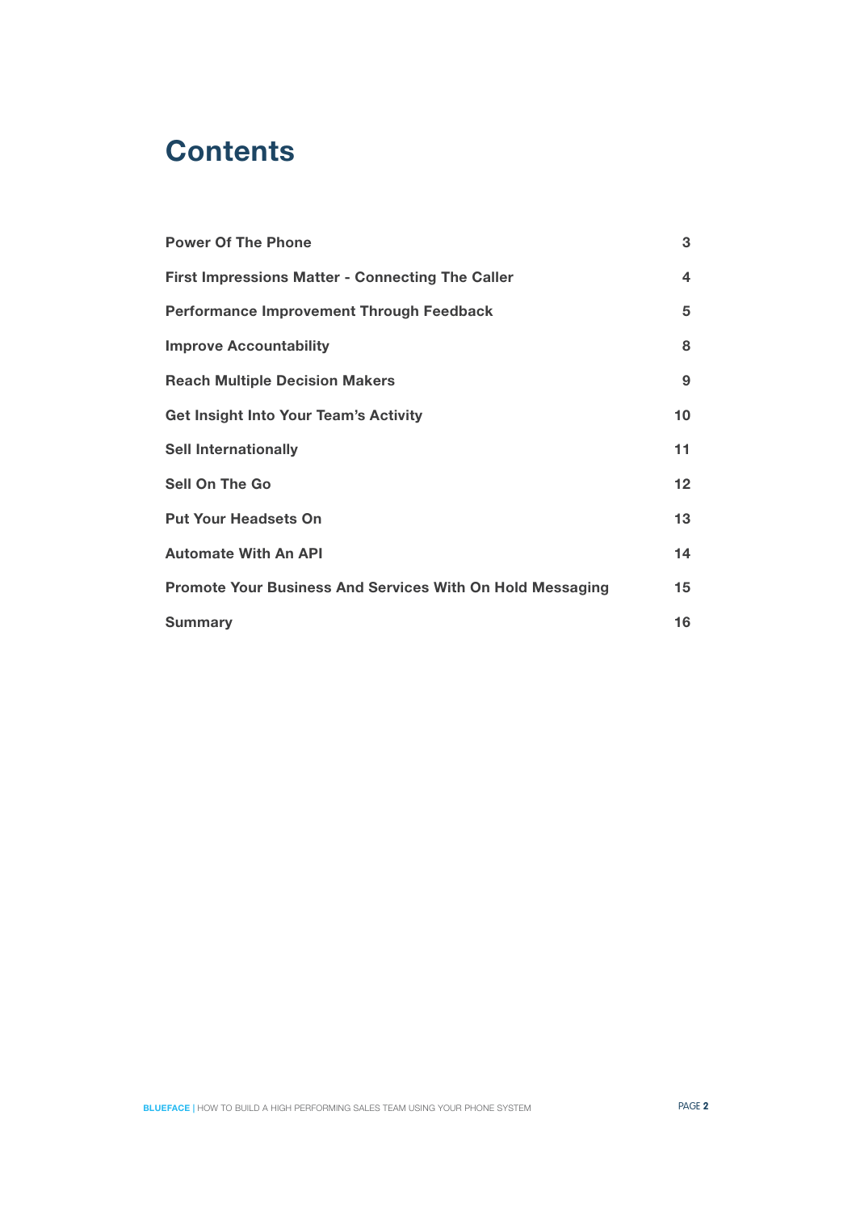# Contents

| | |
|---|---|
| **Power Of The Phone** | **3** |
| **First Impressions Matter - Connecting The Caller** | **4** |
| **Performance Improvement Through Feedback** | **5** |
| **Improve Accountability** | **8** |
| **Reach Multiple Decision Makers** | **9** |
| **Get Insight Into Your Team's Activity** | **10** |
| **Sell Internationally** | **11** |
| **Sell On The Go** | **12** |
| **Put Your Headsets On** | **13** |
| **Automate With An API** | **14** |
| **Promote Your Business And Services With On Hold Messaging** | **15** |
| **Summary** | **16** |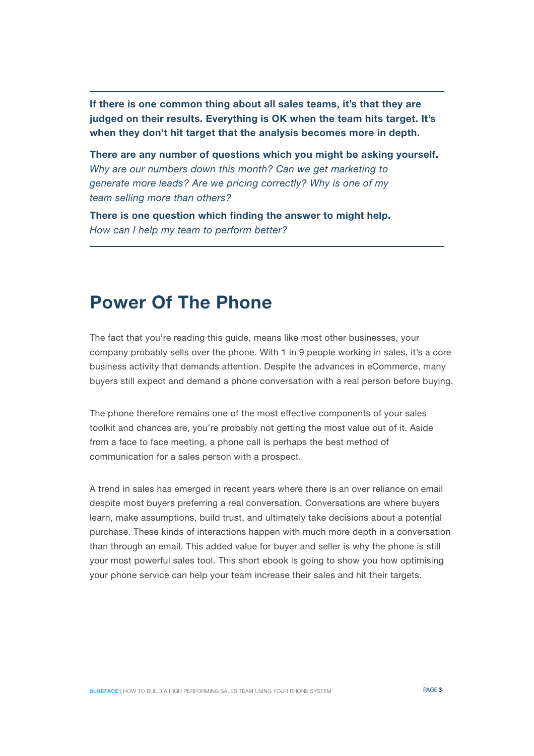---

**If there is one common thing about all sales teams, it's that they are judged on their results. Everything is OK when the team hits target. It's when they don't hit target that the analysis becomes more in depth.**

**There are any number of questions which you might be asking yourself.** *Why are our numbers down this month? Can we get marketing to generate more leads? Are we pricing correctly? Why is one of my team selling more than others?*

**There is one question which finding the answer to might help.** *How can I help my team to perform better?*

---

# Power Of The Phone

The fact that you're reading this guide, means like most other businesses, your company probably sells over the phone. With 1 in 9 people working in sales, it's a core business activity that demands attention. Despite the advances in eCommerce, many buyers still expect and demand a phone conversation with a real person before buying.

The phone therefore remains one of the most effective components of your sales toolkit and chances are, you're probably not getting the most value out of it. Aside from a face to face meeting, a phone call is perhaps the best method of communication for a sales person with a prospect.

A trend in sales has emerged in recent years where there is an over reliance on email despite most buyers preferring a real conversation. Conversations are where buyers learn, make assumptions, build trust, and ultimately take decisions about a potential purchase. These kinds of interactions happen with much more depth in a conversation than through an email. This added value for buyer and seller is why the phone is still your most powerful sales tool. This short ebook is going to show you how optimising your phone service can help your team increase their sales and hit their targets.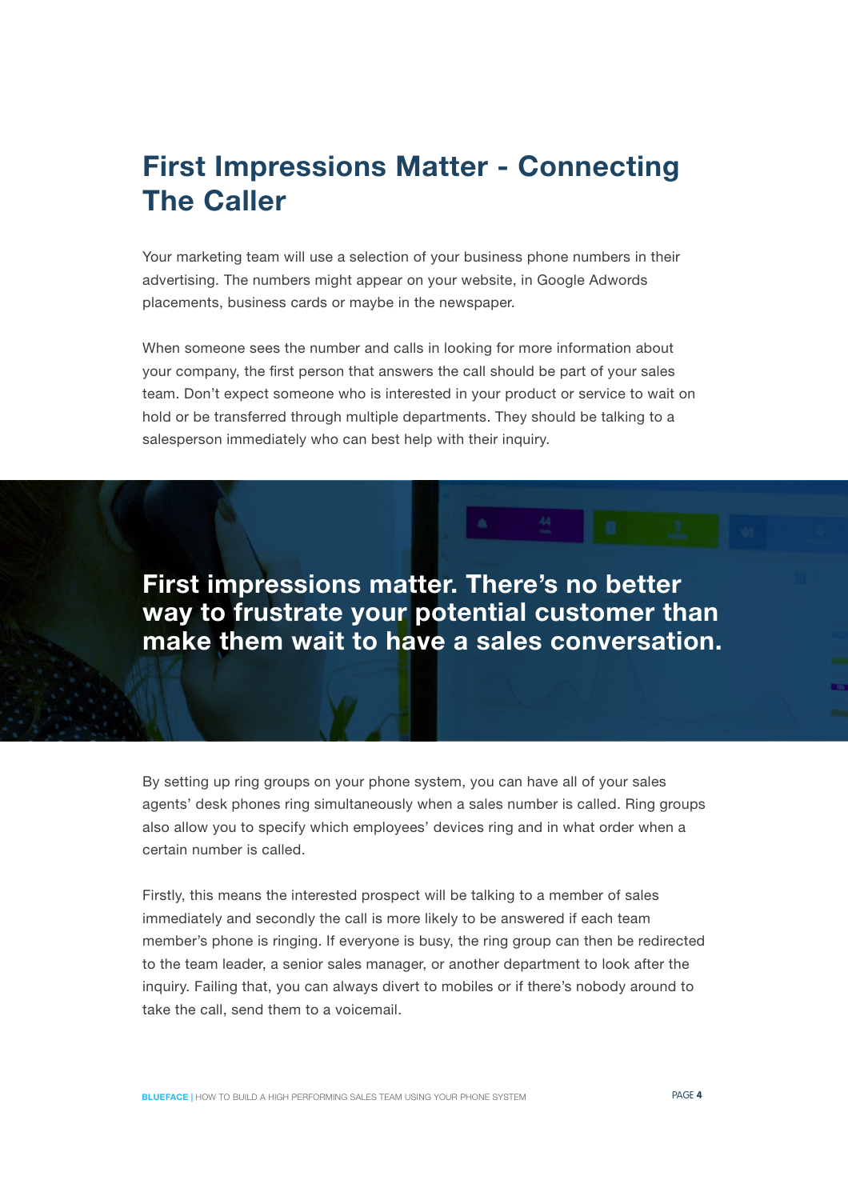# First Impressions Matter - Connecting The Caller

Your marketing team will use a selection of your business phone numbers in their advertising. The numbers might appear on your website, in Google Adwords placements, business cards or maybe in the newspaper.

When someone sees the number and calls in looking for more information about your company, the first person that answers the call should be part of your sales team. Don't expect someone who is interested in your product or service to wait on hold or be transferred through multiple departments. They should be talking to a salesperson immediately who can best help with their inquiry.

**First impressions matter. There's no better way to frustrate your potential customer than make them wait to have a sales conversation.**

By setting up ring groups on your phone system, you can have all of your sales agents' desk phones ring simultaneously when a sales number is called. Ring groups also allow you to specify which employees' devices ring and in what order when a certain number is called.

Firstly, this means the interested prospect will be talking to a member of sales immediately and secondly the call is more likely to be answered if each team member's phone is ringing. If everyone is busy, the ring group can then be redirected to the team leader, a senior sales manager, or another department to look after the inquiry. Failing that, you can always divert to mobiles or if there's nobody around to take the call, send them to a voicemail.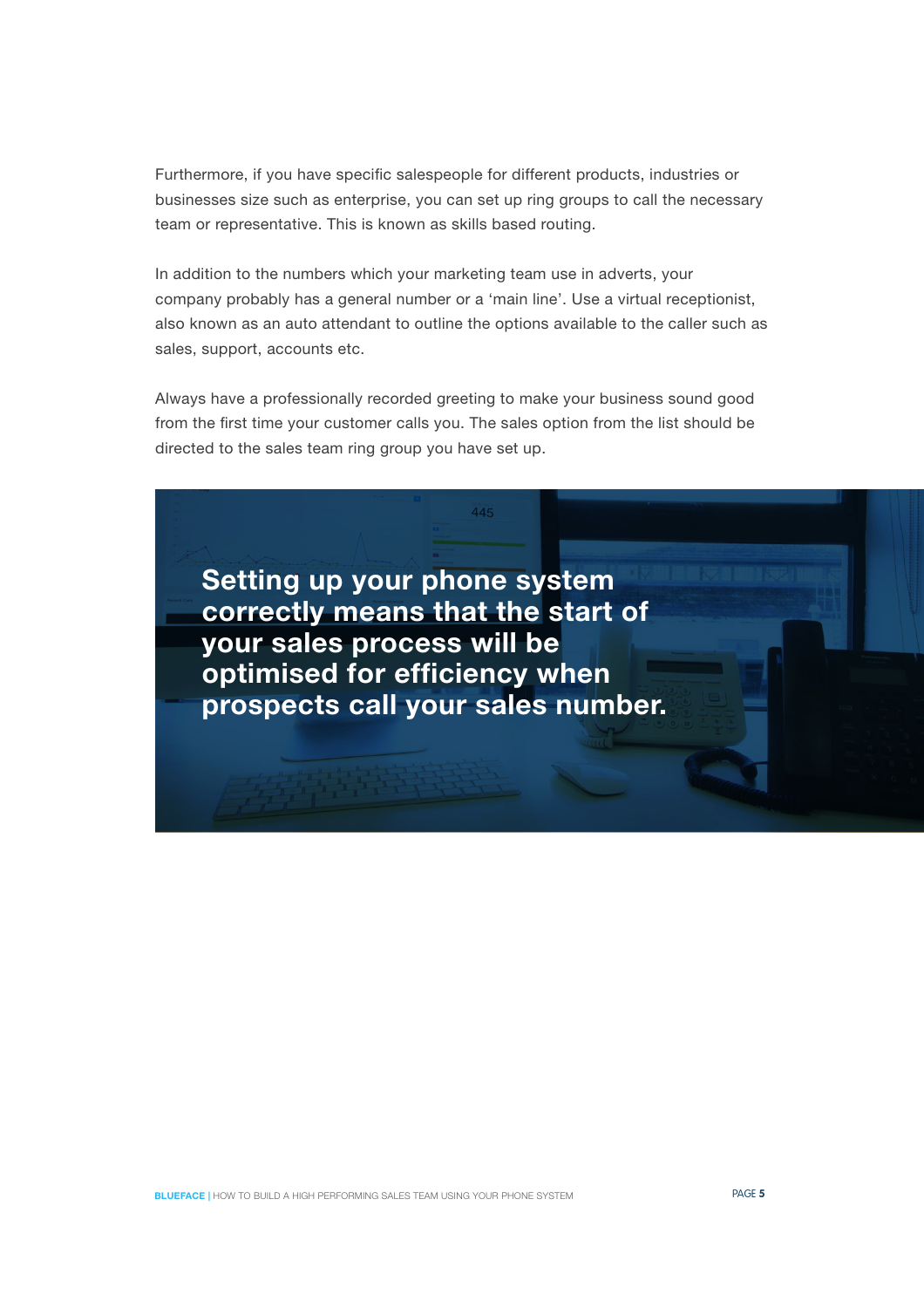Furthermore, if you have specific salespeople for different products, industries or businesses size such as enterprise, you can set up ring groups to call the necessary team or representative. This is known as skills based routing.

In addition to the numbers which your marketing team use in adverts, your company probably has a general number or a 'main line'. Use a virtual receptionist, also known as an auto attendant to outline the options available to the caller such as sales, support, accounts etc.

Always have a professionally recorded greeting to make your business sound good from the first time your customer calls you. The sales option from the list should be directed to the sales team ring group you have set up.

**Setting up your phone system correctly means that the start of your sales process will be optimised for efficiency when prospects call your sales number.**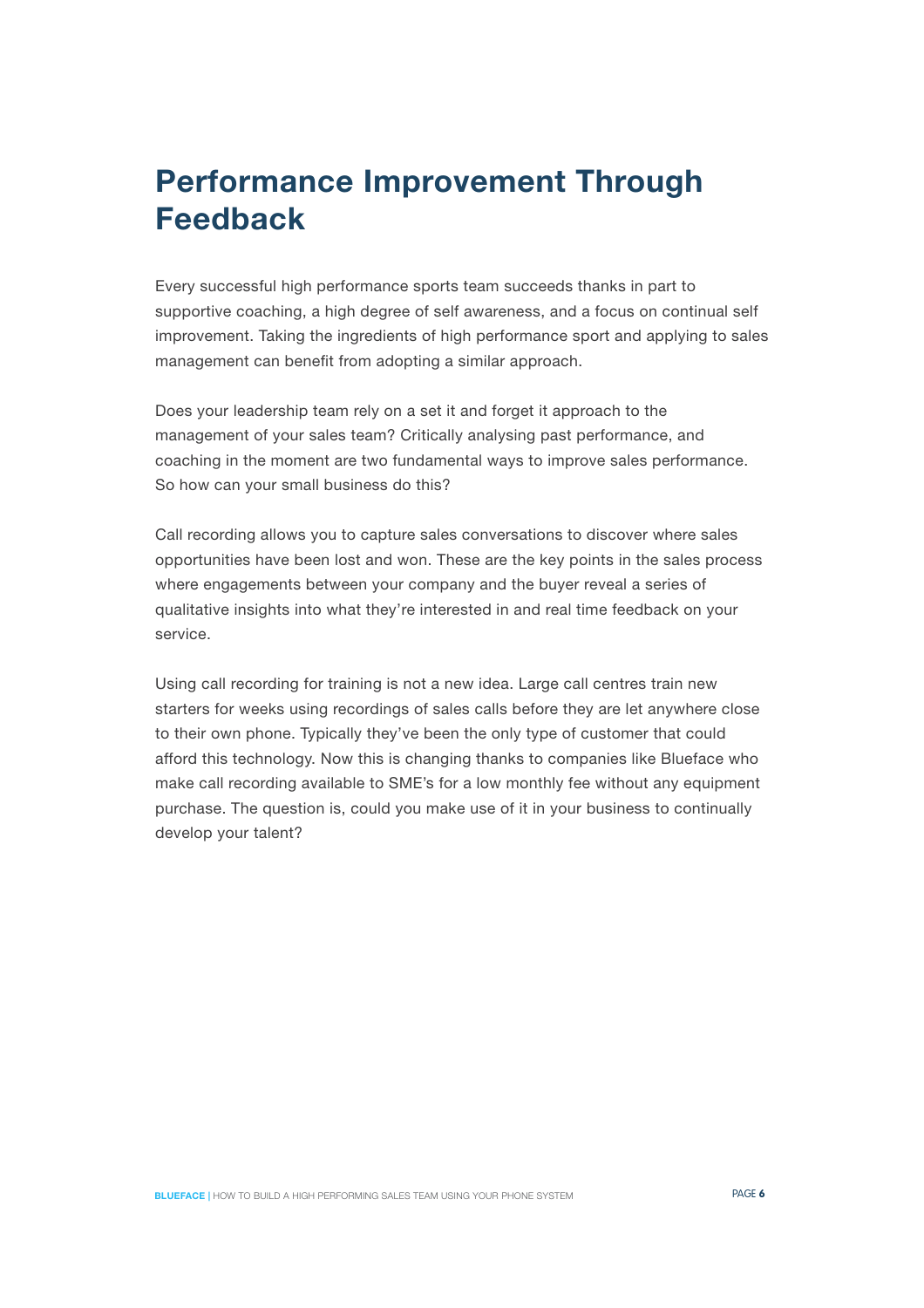# Performance Improvement Through Feedback

Every successful high performance sports team succeeds thanks in part to supportive coaching, a high degree of self awareness, and a focus on continual self improvement. Taking the ingredients of high performance sport and applying to sales management can benefit from adopting a similar approach.

Does your leadership team rely on a set it and forget it approach to the management of your sales team? Critically analysing past performance, and coaching in the moment are two fundamental ways to improve sales performance. So how can your small business do this?

Call recording allows you to capture sales conversations to discover where sales opportunities have been lost and won. These are the key points in the sales process where engagements between your company and the buyer reveal a series of qualitative insights into what they're interested in and real time feedback on your service.

Using call recording for training is not a new idea. Large call centres train new starters for weeks using recordings of sales calls before they are let anywhere close to their own phone. Typically they've been the only type of customer that could afford this technology. Now this is changing thanks to companies like Blueface who make call recording available to SME's for a low monthly fee without any equipment purchase. The question is, could you make use of it in your business to continually develop your talent?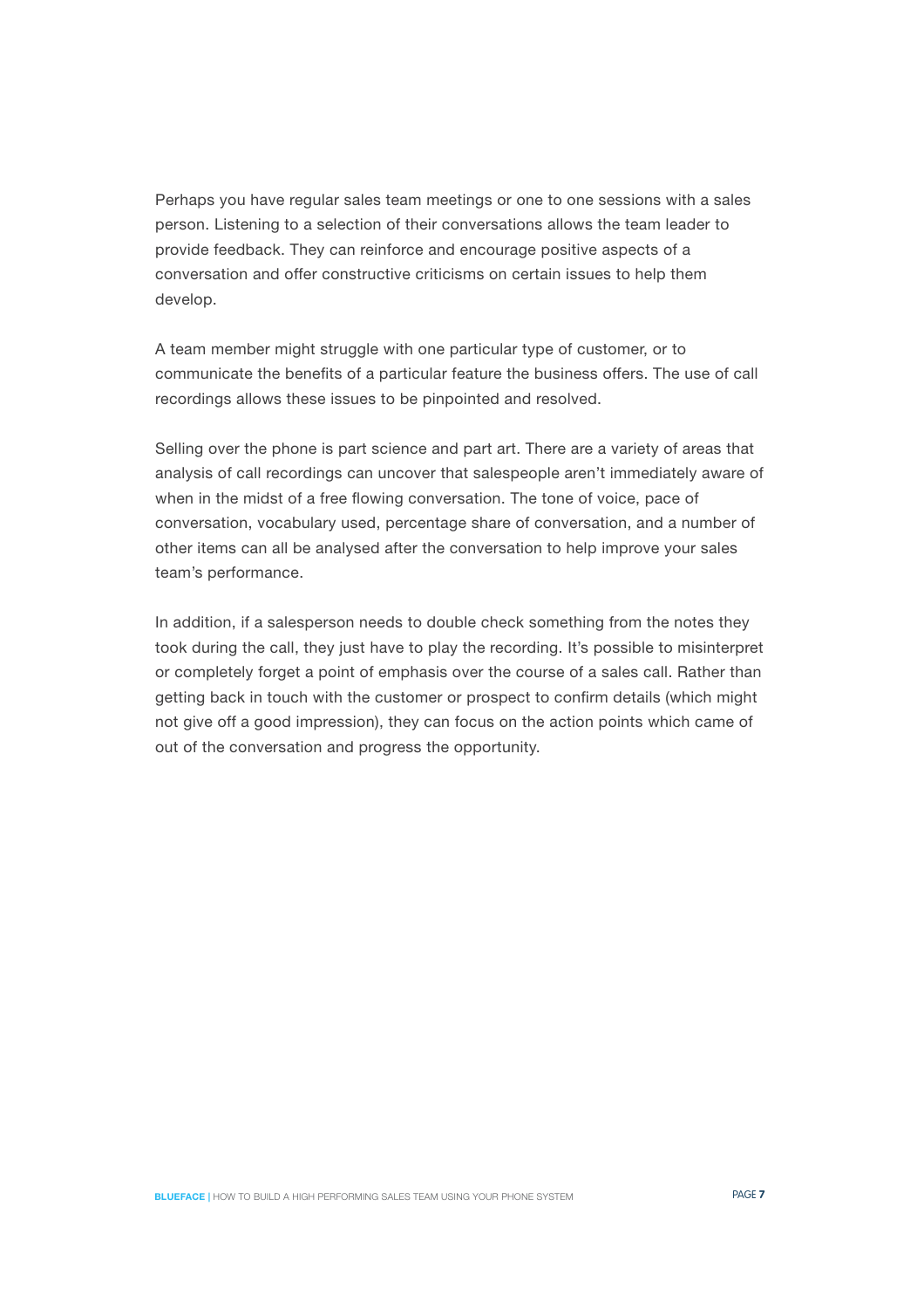Perhaps you have regular sales team meetings or one to one sessions with a sales person. Listening to a selection of their conversations allows the team leader to provide feedback. They can reinforce and encourage positive aspects of a conversation and offer constructive criticisms on certain issues to help them develop.

A team member might struggle with one particular type of customer, or to communicate the benefits of a particular feature the business offers. The use of call recordings allows these issues to be pinpointed and resolved.

Selling over the phone is part science and part art. There are a variety of areas that analysis of call recordings can uncover that salespeople aren't immediately aware of when in the midst of a free flowing conversation. The tone of voice, pace of conversation, vocabulary used, percentage share of conversation, and a number of other items can all be analysed after the conversation to help improve your sales team's performance.

In addition, if a salesperson needs to double check something from the notes they took during the call, they just have to play the recording. It's possible to misinterpret or completely forget a point of emphasis over the course of a sales call. Rather than getting back in touch with the customer or prospect to confirm details (which might not give off a good impression), they can focus on the action points which came of out of the conversation and progress the opportunity.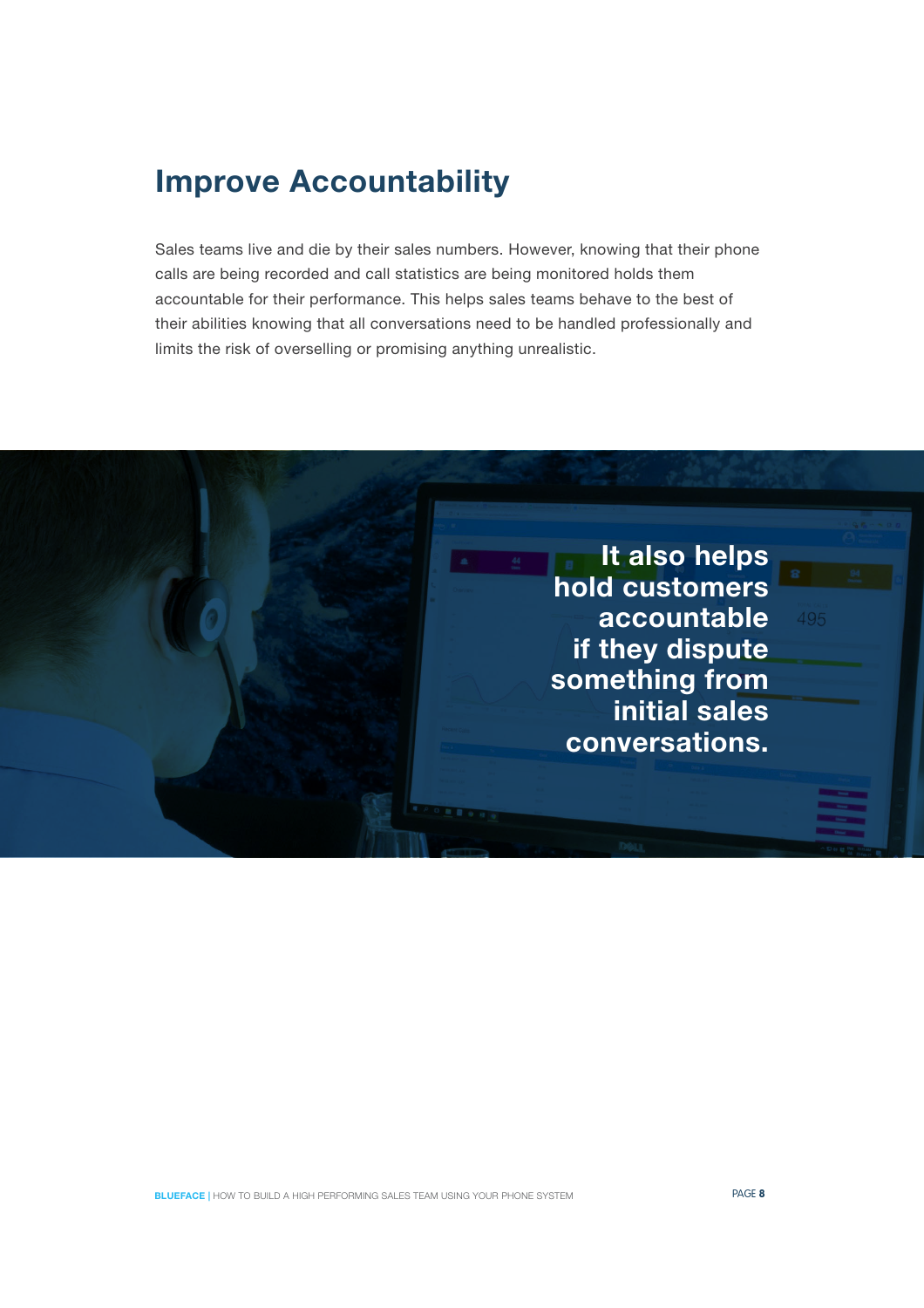## Improve Accountability

Sales teams live and die by their sales numbers. However, knowing that their phone calls are being recorded and call statistics are being monitored holds them accountable for their performance. This helps sales teams behave to the best of their abilities knowing that all conversations need to be handled professionally and limits the risk of overselling or promising anything unrealistic.

**It also helps hold customers accountable if they dispute something from initial sales conversations.**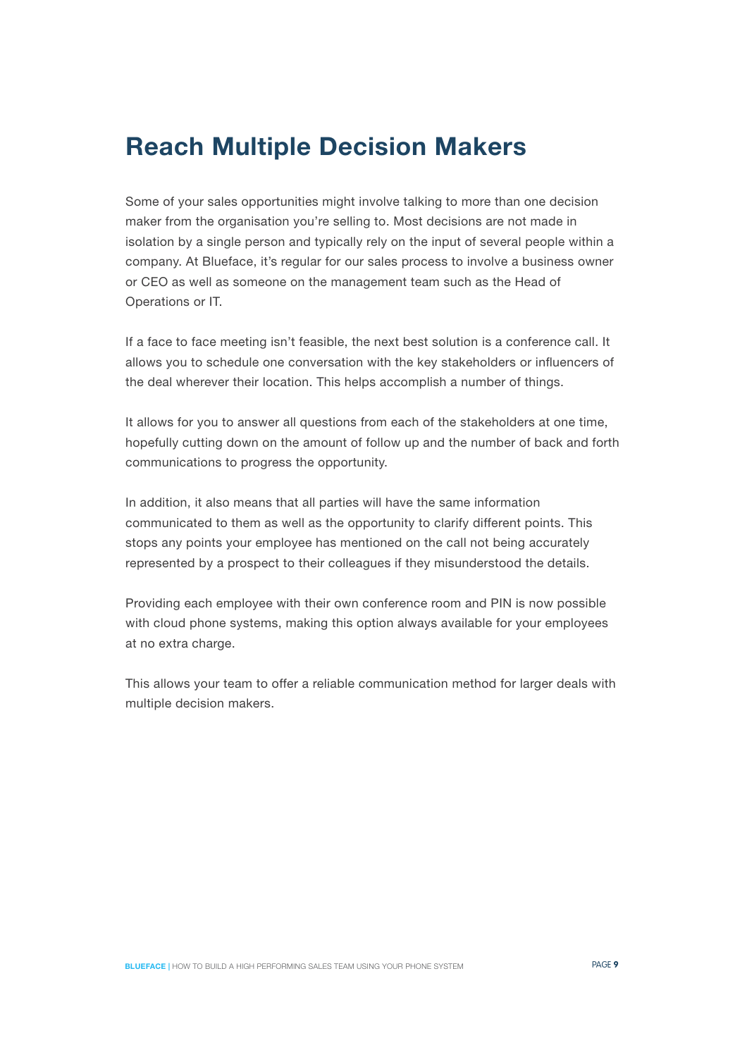# Reach Multiple Decision Makers

Some of your sales opportunities might involve talking to more than one decision maker from the organisation you're selling to. Most decisions are not made in isolation by a single person and typically rely on the input of several people within a company. At Blueface, it's regular for our sales process to involve a business owner or CEO as well as someone on the management team such as the Head of Operations or IT.

If a face to face meeting isn't feasible, the next best solution is a conference call. It allows you to schedule one conversation with the key stakeholders or influencers of the deal wherever their location. This helps accomplish a number of things.

It allows for you to answer all questions from each of the stakeholders at one time, hopefully cutting down on the amount of follow up and the number of back and forth communications to progress the opportunity.

In addition, it also means that all parties will have the same information communicated to them as well as the opportunity to clarify different points. This stops any points your employee has mentioned on the call not being accurately represented by a prospect to their colleagues if they misunderstood the details.

Providing each employee with their own conference room and PIN is now possible with cloud phone systems, making this option always available for your employees at no extra charge.

This allows your team to offer a reliable communication method for larger deals with multiple decision makers.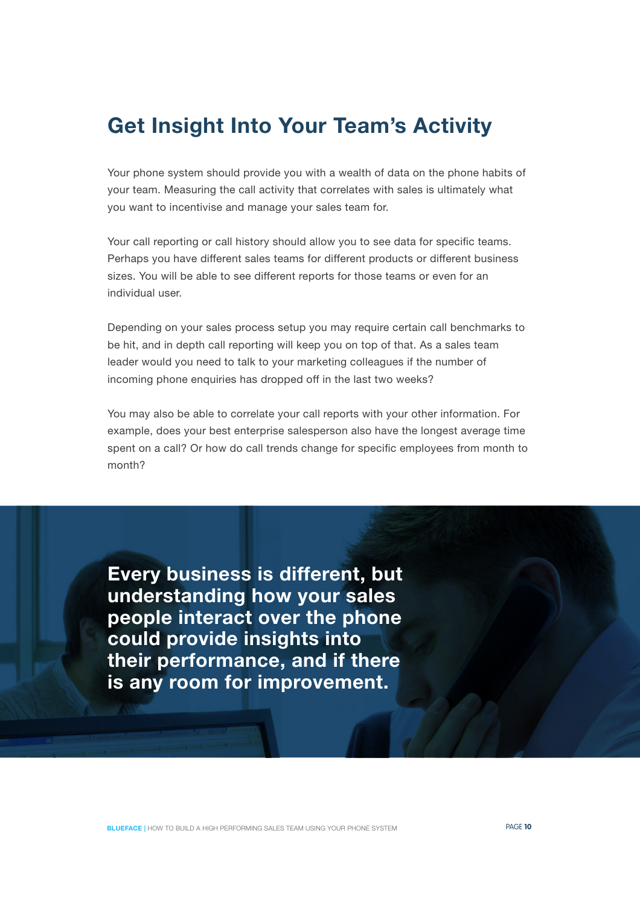## Get Insight Into Your Team's Activity

Your phone system should provide you with a wealth of data on the phone habits of your team. Measuring the call activity that correlates with sales is ultimately what you want to incentivise and manage your sales team for.

Your call reporting or call history should allow you to see data for specific teams. Perhaps you have different sales teams for different products or different business sizes. You will be able to see different reports for those teams or even for an individual user.

Depending on your sales process setup you may require certain call benchmarks to be hit, and in depth call reporting will keep you on top of that. As a sales team leader would you need to talk to your marketing colleagues if the number of incoming phone enquiries has dropped off in the last two weeks?

You may also be able to correlate your call reports with your other information. For example, does your best enterprise salesperson also have the longest average time spent on a call? Or how do call trends change for specific employees from month to month?

**Every business is different, but understanding how your sales people interact over the phone could provide insights into their performance, and if there is any room for improvement.**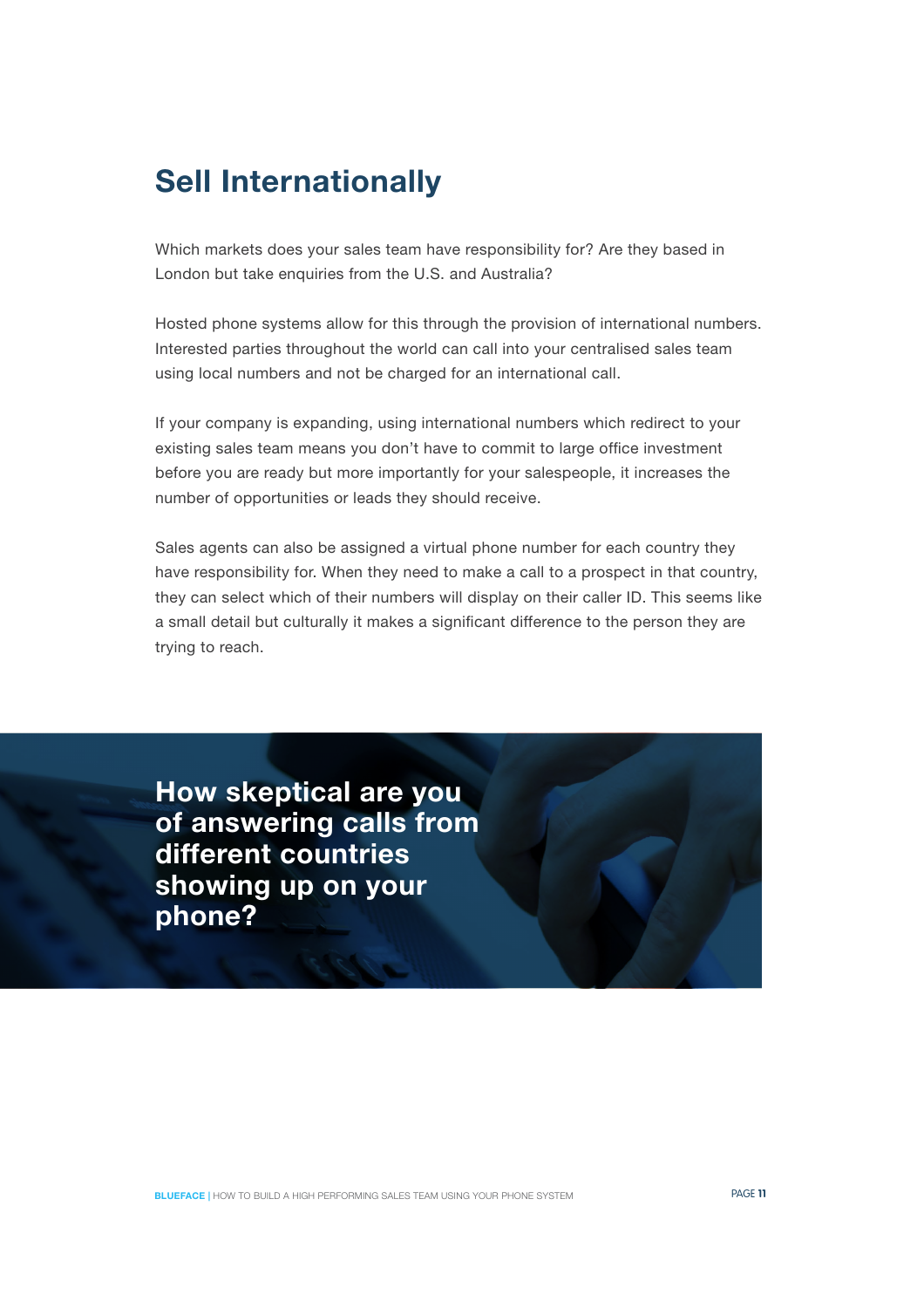# Sell Internationally

Which markets does your sales team have responsibility for? Are they based in London but take enquiries from the U.S. and Australia?

Hosted phone systems allow for this through the provision of international numbers. Interested parties throughout the world can call into your centralised sales team using local numbers and not be charged for an international call.

If your company is expanding, using international numbers which redirect to your existing sales team means you don't have to commit to large office investment before you are ready but more importantly for your salespeople, it increases the number of opportunities or leads they should receive.

Sales agents can also be assigned a virtual phone number for each country they have responsibility for. When they need to make a call to a prospect in that country, they can select which of their numbers will display on their caller ID. This seems like a small detail but culturally it makes a significant difference to the person they are trying to reach.

**How skeptical are you of answering calls from different countries showing up on your phone?**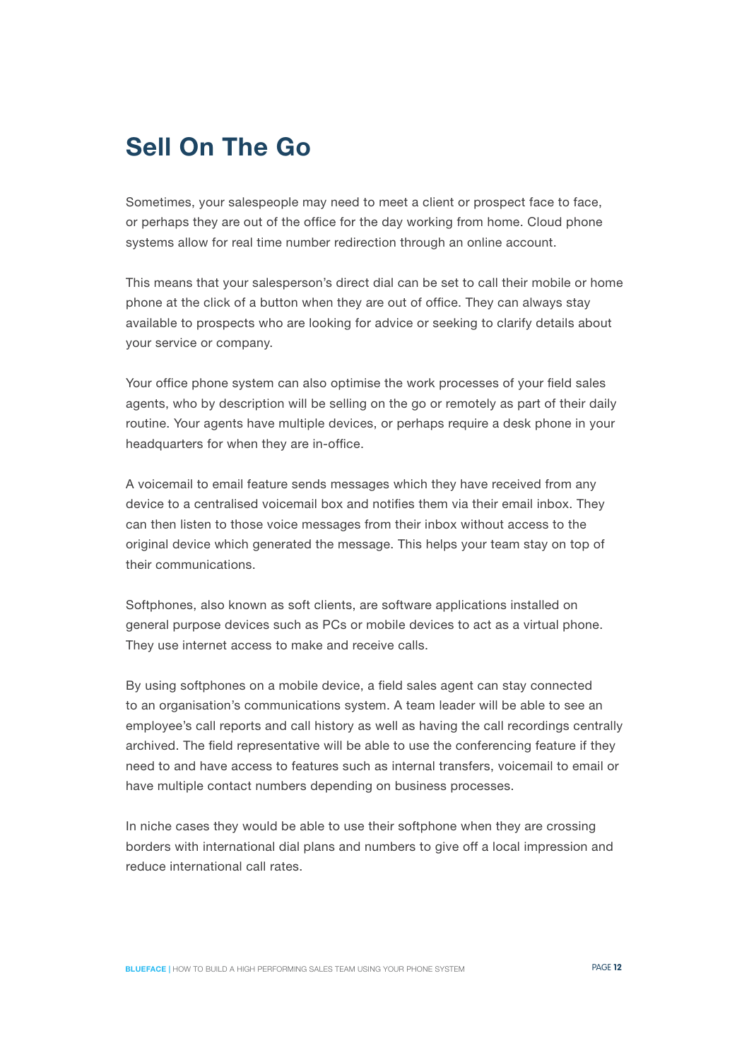# Sell On The Go

Sometimes, your salespeople may need to meet a client or prospect face to face, or perhaps they are out of the office for the day working from home. Cloud phone systems allow for real time number redirection through an online account.

This means that your salesperson's direct dial can be set to call their mobile or home phone at the click of a button when they are out of office. They can always stay available to prospects who are looking for advice or seeking to clarify details about your service or company.

Your office phone system can also optimise the work processes of your field sales agents, who by description will be selling on the go or remotely as part of their daily routine. Your agents have multiple devices, or perhaps require a desk phone in your headquarters for when they are in-office.

A voicemail to email feature sends messages which they have received from any device to a centralised voicemail box and notifies them via their email inbox. They can then listen to those voice messages from their inbox without access to the original device which generated the message. This helps your team stay on top of their communications.

Softphones, also known as soft clients, are software applications installed on general purpose devices such as PCs or mobile devices to act as a virtual phone. They use internet access to make and receive calls.

By using softphones on a mobile device, a field sales agent can stay connected to an organisation's communications system. A team leader will be able to see an employee's call reports and call history as well as having the call recordings centrally archived. The field representative will be able to use the conferencing feature if they need to and have access to features such as internal transfers, voicemail to email or have multiple contact numbers depending on business processes.

In niche cases they would be able to use their softphone when they are crossing borders with international dial plans and numbers to give off a local impression and reduce international call rates.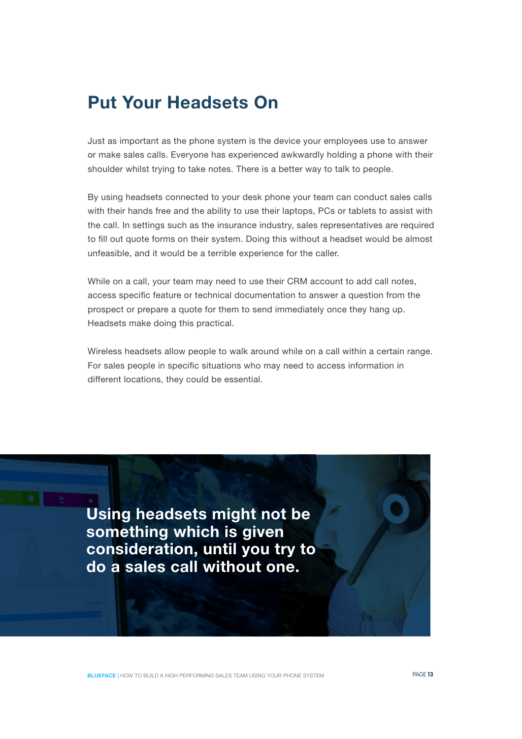## Put Your Headsets On

Just as important as the phone system is the device your employees use to answer or make sales calls. Everyone has experienced awkwardly holding a phone with their shoulder whilst trying to take notes. There is a better way to talk to people.

By using headsets connected to your desk phone your team can conduct sales calls with their hands free and the ability to use their laptops, PCs or tablets to assist with the call. In settings such as the insurance industry, sales representatives are required to fill out quote forms on their system. Doing this without a headset would be almost unfeasible, and it would be a terrible experience for the caller.

While on a call, your team may need to use their CRM account to add call notes, access specific feature or technical documentation to answer a question from the prospect or prepare a quote for them to send immediately once they hang up. Headsets make doing this practical.

Wireless headsets allow people to walk around while on a call within a certain range. For sales people in specific situations who may need to access information in different locations, they could be essential.

**Using headsets might not be something which is given consideration, until you try to do a sales call without one.**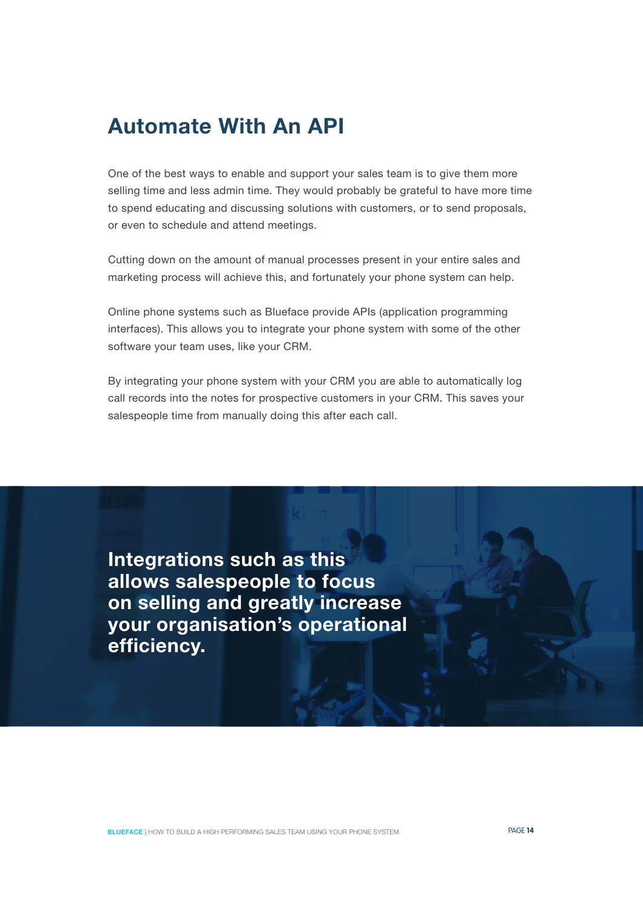# Automate With An API

One of the best ways to enable and support your sales team is to give them more selling time and less admin time. They would probably be grateful to have more time to spend educating and discussing solutions with customers, or to send proposals, or even to schedule and attend meetings.

Cutting down on the amount of manual processes present in your entire sales and marketing process will achieve this, and fortunately your phone system can help.

Online phone systems such as Blueface provide APIs (application programming interfaces). This allows you to integrate your phone system with some of the other software your team uses, like your CRM.

By integrating your phone system with your CRM you are able to automatically log call records into the notes for prospective customers in your CRM. This saves your salespeople time from manually doing this after each call.

**Integrations such as this allows salespeople to focus on selling and greatly increase your organisation's operational efficiency.**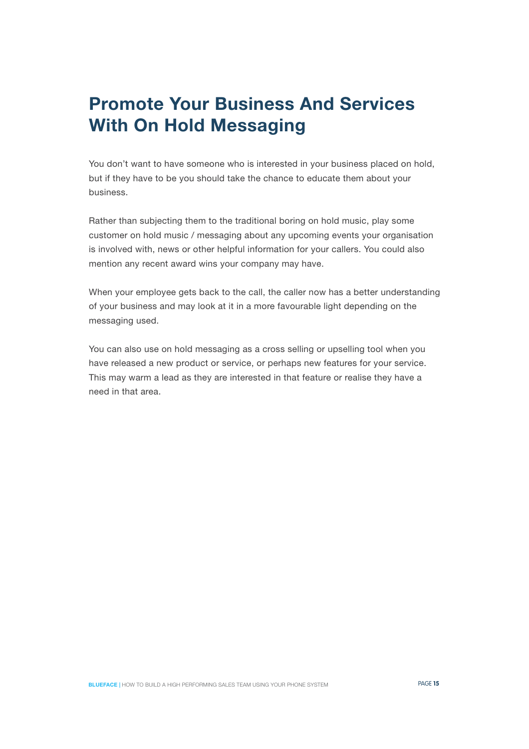# Promote Your Business And Services With On Hold Messaging

You don't want to have someone who is interested in your business placed on hold, but if they have to be you should take the chance to educate them about your business.

Rather than subjecting them to the traditional boring on hold music, play some customer on hold music / messaging about any upcoming events your organisation is involved with, news or other helpful information for your callers. You could also mention any recent award wins your company may have.

When your employee gets back to the call, the caller now has a better understanding of your business and may look at it in a more favourable light depending on the messaging used.

You can also use on hold messaging as a cross selling or upselling tool when you have released a new product or service, or perhaps new features for your service. This may warm a lead as they are interested in that feature or realise they have a need in that area.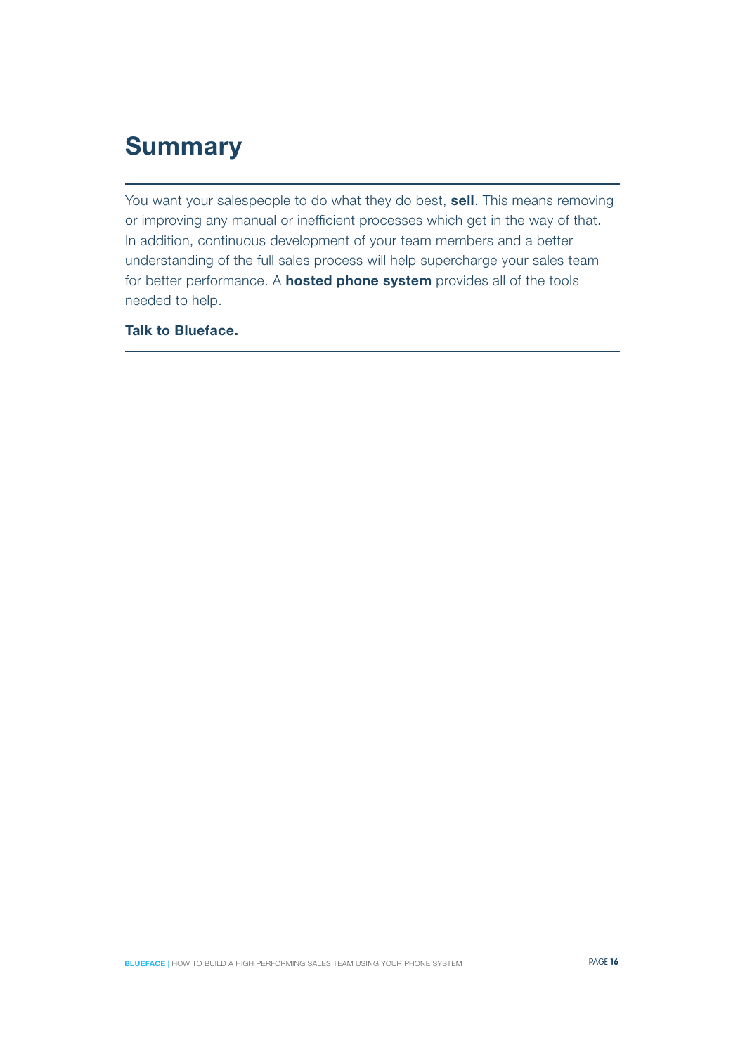# Summary

You want your salespeople to do what they do best, **sell**. This means removing or improving any manual or inefficient processes which get in the way of that. In addition, continuous development of your team members and a better understanding of the full sales process will help supercharge your sales team for better performance. A **hosted phone system** provides all of the tools needed to help.

**Talk to Blueface.**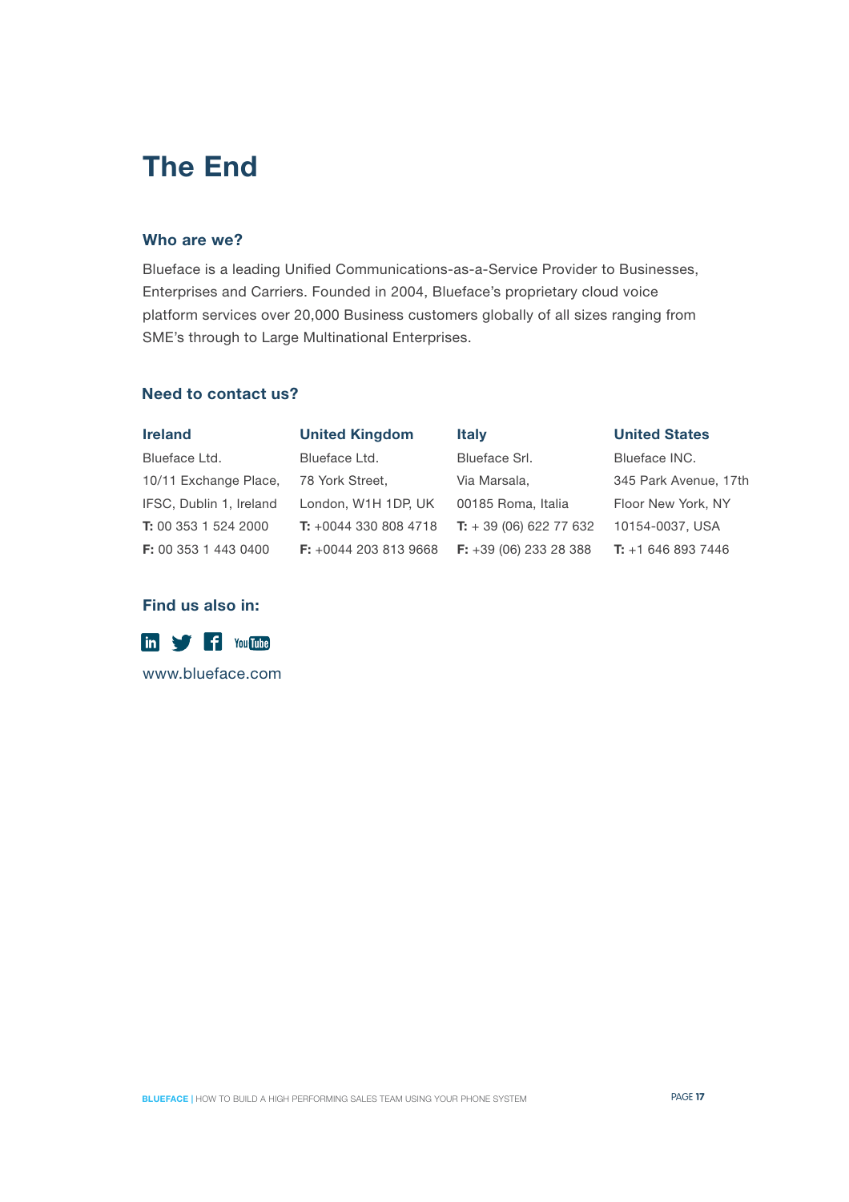# The End

## Who are we?

Blueface is a leading Unified Communications-as-a-Service Provider to Businesses, Enterprises and Carriers. Founded in 2004, Blueface's proprietary cloud voice platform services over 20,000 Business customers globally of all sizes ranging from SME's through to Large Multinational Enterprises.

## Need to contact us?

### Ireland

Blueface Ltd.
10/11 Exchange Place,
IFSC, Dublin 1, Ireland
**T:** 00 353 1 524 2000
**F:** 00 353 1 443 0400

### United Kingdom

Blueface Ltd.
78 York Street,
London, W1H 1DP, UK
**T:** +0044 330 808 4718
**F:** +0044 203 813 9668

### Italy

Blueface Srl.
Via Marsala,
00185 Roma, Italia
**T:** + 39 (06) 622 77 632
**F:** +39 (06) 233 28 388

### United States

Blueface INC.
345 Park Avenue, 17th
Floor New York, NY
10154-0037, USA
**T:** +1 646 893 7446

## Find us also in:

www.blueface.com